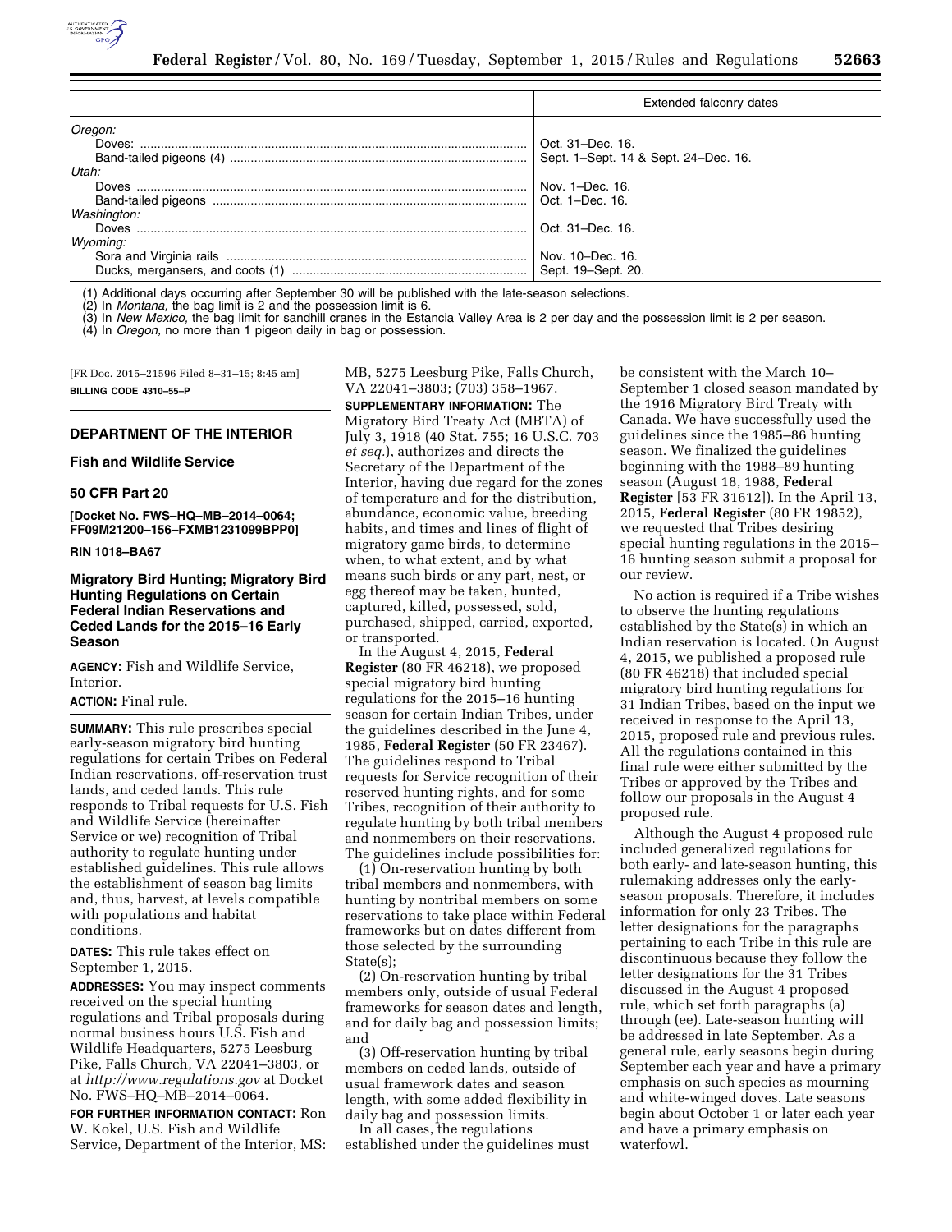| | Extended falconry dates |
|---|---|
| *Oregon:* | |
| Doves: | Oct. 31–Dec. 16. |
| Band-tailed pigeons (4) | Sept. 1–Sept. 14 & Sept. 24–Dec. 16. |
| *Utah:* | |
| Doves | Nov. 1–Dec. 16. |
| Band-tailed pigeons | Oct. 1–Dec. 16. |
| *Washington:* | |
| Doves | Oct. 31–Dec. 16. |
| *Wyoming:* | |
| Sora and Virginia rails | Nov. 10–Dec. 16. |
| Ducks, mergansers, and coots (1) | Sept. 19–Sept. 20. |

(1) Additional days occurring after September 30 will be published with the late-season selections.
(2) In *Montana,* the bag limit is 2 and the possession limit is 6.
(3) In *New Mexico,* the bag limit for sandhill cranes in the Estancia Valley Area is 2 per day and the possession limit is 2 per season.
(4) In *Oregon,* no more than 1 pigeon daily in bag or possession.

[FR Doc. 2015–21596 Filed 8–31–15; 8:45 am]

**BILLING CODE 4310–55–P**

## DEPARTMENT OF THE INTERIOR

### Fish and Wildlife Service

### 50 CFR Part 20

**[Docket No. FWS–HQ–MB–2014–0064; FF09M21200–156–FXMB1231099BPP0]**

**RIN 1018–BA67**

### Migratory Bird Hunting; Migratory Bird Hunting Regulations on Certain Federal Indian Reservations and Ceded Lands for the 2015–16 Early Season

**AGENCY:** Fish and Wildlife Service, Interior.

**ACTION:** Final rule.

**SUMMARY:** This rule prescribes special early-season migratory bird hunting regulations for certain Tribes on Federal Indian reservations, off-reservation trust lands, and ceded lands. This rule responds to Tribal requests for U.S. Fish and Wildlife Service (hereinafter Service or we) recognition of Tribal authority to regulate hunting under established guidelines. This rule allows the establishment of season bag limits and, thus, harvest, at levels compatible with populations and habitat conditions.

**DATES:** This rule takes effect on September 1, 2015.

**ADDRESSES:** You may inspect comments received on the special hunting regulations and Tribal proposals during normal business hours U.S. Fish and Wildlife Headquarters, 5275 Leesburg Pike, Falls Church, VA 22041–3803, or at *http://www.regulations.gov* at Docket No. FWS–HQ–MB–2014–0064.

**FOR FURTHER INFORMATION CONTACT:** Ron W. Kokel, U.S. Fish and Wildlife Service, Department of the Interior, MS: MB, 5275 Leesburg Pike, Falls Church, VA 22041–3803; (703) 358–1967.

**SUPPLEMENTARY INFORMATION:** The Migratory Bird Treaty Act (MBTA) of July 3, 1918 (40 Stat. 755; 16 U.S.C. 703 *et seq.*), authorizes and directs the Secretary of the Department of the Interior, having due regard for the zones of temperature and for the distribution, abundance, economic value, breeding habits, and times and lines of flight of migratory game birds, to determine when, to what extent, and by what means such birds or any part, nest, or egg thereof may be taken, hunted, captured, killed, possessed, sold, purchased, shipped, carried, exported, or transported.

In the August 4, 2015, **Federal Register** (80 FR 46218), we proposed special migratory bird hunting regulations for the 2015–16 hunting season for certain Indian Tribes, under the guidelines described in the June 4, 1985, **Federal Register** (50 FR 23467). The guidelines respond to Tribal requests for Service recognition of their reserved hunting rights, and for some Tribes, recognition of their authority to regulate hunting by both tribal members and nonmembers on their reservations. The guidelines include possibilities for:

(1) On-reservation hunting by both tribal members and nonmembers, with hunting by nontribal members on some reservations to take place within Federal frameworks but on dates different from those selected by the surrounding State(s);

(2) On-reservation hunting by tribal members only, outside of usual Federal frameworks for season dates and length, and for daily bag and possession limits; and

(3) Off-reservation hunting by tribal members on ceded lands, outside of usual framework dates and season length, with some added flexibility in daily bag and possession limits.

In all cases, the regulations established under the guidelines must be consistent with the March 10–September 1 closed season mandated by the 1916 Migratory Bird Treaty with Canada. We have successfully used the guidelines since the 1985–86 hunting season. We finalized the guidelines beginning with the 1988–89 hunting season (August 18, 1988, **Federal Register** [53 FR 31612]). In the April 13, 2015, **Federal Register** (80 FR 19852), we requested that Tribes desiring special hunting regulations in the 2015–16 hunting season submit a proposal for our review.

No action is required if a Tribe wishes to observe the hunting regulations established by the State(s) in which an Indian reservation is located. On August 4, 2015, we published a proposed rule (80 FR 46218) that included special migratory bird hunting regulations for 31 Indian Tribes, based on the input we received in response to the April 13, 2015, proposed rule and previous rules. All the regulations contained in this final rule were either submitted by the Tribes or approved by the Tribes and follow our proposals in the August 4 proposed rule.

Although the August 4 proposed rule included generalized regulations for both early- and late-season hunting, this rulemaking addresses only the early-season proposals. Therefore, it includes information for only 23 Tribes. The letter designations for the paragraphs pertaining to each Tribe in this rule are discontinuous because they follow the letter designations for the 31 Tribes discussed in the August 4 proposed rule, which set forth paragraphs (a) through (ee). Late-season hunting will be addressed in late September. As a general rule, early seasons begin during September each year and have a primary emphasis on such species as mourning and white-winged doves. Late seasons begin about October 1 or later each year and have a primary emphasis on waterfowl.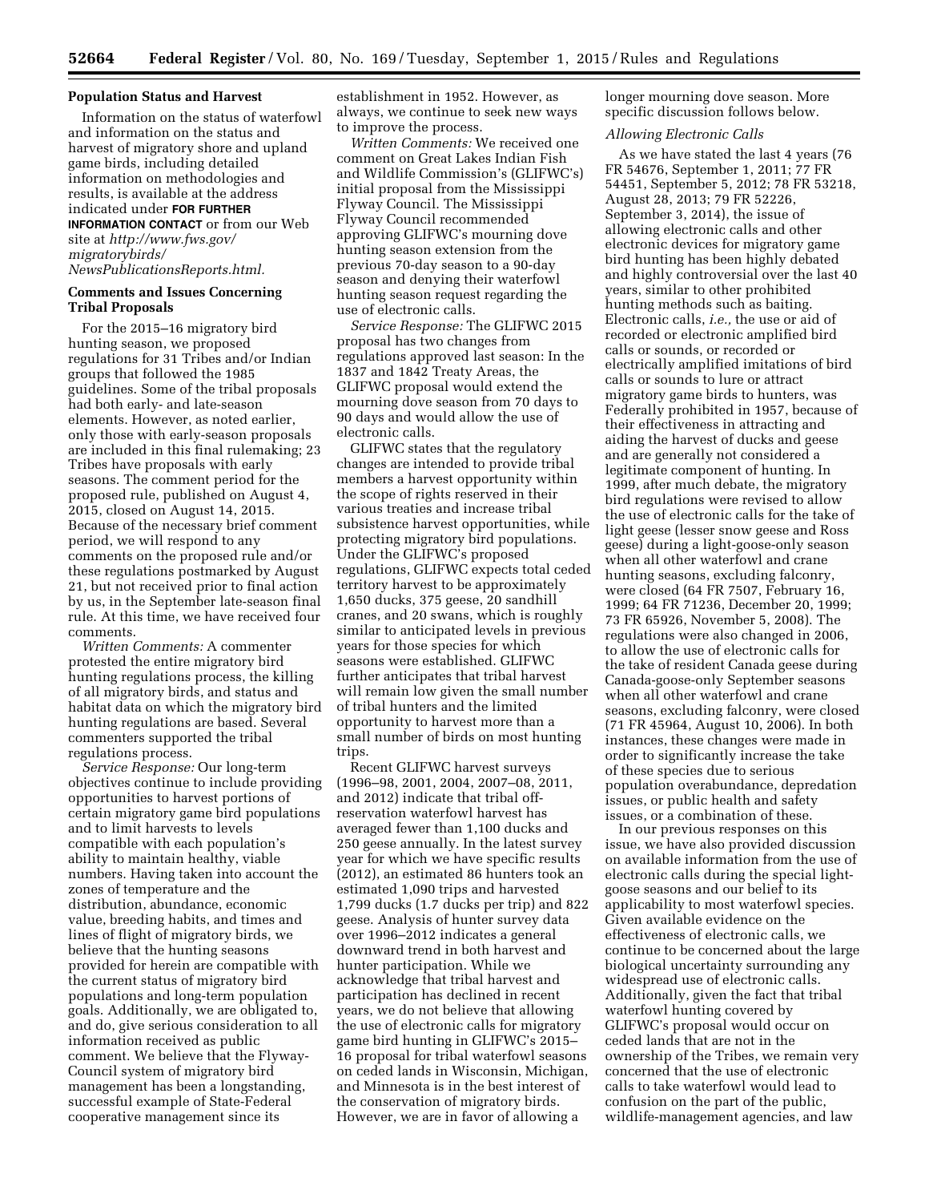### Population Status and Harvest

Information on the status of waterfowl and information on the status and harvest of migratory shore and upland game birds, including detailed information on methodologies and results, is available at the address indicated under **FOR FURTHER INFORMATION CONTACT** or from our Web site at *http://www.fws.gov/migratorybirds/NewsPublicationsReports.html.*

### Comments and Issues Concerning Tribal Proposals

For the 2015–16 migratory bird hunting season, we proposed regulations for 31 Tribes and/or Indian groups that followed the 1985 guidelines. Some of the tribal proposals had both early- and late-season elements. However, as noted earlier, only those with early-season proposals are included in this final rulemaking; 23 Tribes have proposals with early seasons. The comment period for the proposed rule, published on August 4, 2015, closed on August 14, 2015. Because of the necessary brief comment period, we will respond to any comments on the proposed rule and/or these regulations postmarked by August 21, but not received prior to final action by us, in the September late-season final rule. At this time, we have received four comments.

*Written Comments:* A commenter protested the entire migratory bird hunting regulations process, the killing of all migratory birds, and status and habitat data on which the migratory bird hunting regulations are based. Several commenters supported the tribal regulations process.

*Service Response:* Our long-term objectives continue to include providing opportunities to harvest portions of certain migratory game bird populations and to limit harvests to levels compatible with each population's ability to maintain healthy, viable numbers. Having taken into account the zones of temperature and the distribution, abundance, economic value, breeding habits, and times and lines of flight of migratory birds, we believe that the hunting seasons provided for herein are compatible with the current status of migratory bird populations and long-term population goals. Additionally, we are obligated to, and do, give serious consideration to all information received as public comment. We believe that the Flyway-Council system of migratory bird management has been a longstanding, successful example of State-Federal cooperative management since its establishment in 1952. However, as always, we continue to seek new ways to improve the process.

*Written Comments:* We received one comment on Great Lakes Indian Fish and Wildlife Commission's (GLIFWC's) initial proposal from the Mississippi Flyway Council. The Mississippi Flyway Council recommended approving GLIFWC's mourning dove hunting season extension from the previous 70-day season to a 90-day season and denying their waterfowl hunting season request regarding the use of electronic calls.

*Service Response:* The GLIFWC 2015 proposal has two changes from regulations approved last season: In the 1837 and 1842 Treaty Areas, the GLIFWC proposal would extend the mourning dove season from 70 days to 90 days and would allow the use of electronic calls.

GLIFWC states that the regulatory changes are intended to provide tribal members a harvest opportunity within the scope of rights reserved in their various treaties and increase tribal subsistence harvest opportunities, while protecting migratory bird populations. Under the GLIFWC's proposed regulations, GLIFWC expects total ceded territory harvest to be approximately 1,650 ducks, 375 geese, 20 sandhill cranes, and 20 swans, which is roughly similar to anticipated levels in previous years for those species for which seasons were established. GLIFWC further anticipates that tribal harvest will remain low given the small number of tribal hunters and the limited opportunity to harvest more than a small number of birds on most hunting trips.

Recent GLIFWC harvest surveys (1996–98, 2001, 2004, 2007–08, 2011, and 2012) indicate that tribal off-reservation waterfowl harvest has averaged fewer than 1,100 ducks and 250 geese annually. In the latest survey year for which we have specific results (2012), an estimated 86 hunters took an estimated 1,090 trips and harvested 1,799 ducks (1.7 ducks per trip) and 822 geese. Analysis of hunter survey data over 1996–2012 indicates a general downward trend in both harvest and hunter participation. While we acknowledge that tribal harvest and participation has declined in recent years, we do not believe that allowing the use of electronic calls for migratory game bird hunting in GLIFWC's 2015–16 proposal for tribal waterfowl seasons on ceded lands in Wisconsin, Michigan, and Minnesota is in the best interest of the conservation of migratory birds. However, we are in favor of allowing a longer mourning dove season. More specific discussion follows below.

*Allowing Electronic Calls*

As we have stated the last 4 years (76 FR 54676, September 1, 2011; 77 FR 54451, September 5, 2012; 78 FR 53218, August 28, 2013; 79 FR 52226, September 3, 2014), the issue of allowing electronic calls and other electronic devices for migratory game bird hunting has been highly debated and highly controversial over the last 40 years, similar to other prohibited hunting methods such as baiting. Electronic calls, *i.e.,* the use or aid of recorded or electronic amplified bird calls or sounds, or recorded or electrically amplified imitations of bird calls or sounds to lure or attract migratory game birds to hunters, was Federally prohibited in 1957, because of their effectiveness in attracting and aiding the harvest of ducks and geese and are generally not considered a legitimate component of hunting. In 1999, after much debate, the migratory bird regulations were revised to allow the use of electronic calls for the take of light geese (lesser snow geese and Ross geese) during a light-goose-only season when all other waterfowl and crane hunting seasons, excluding falconry, were closed (64 FR 7507, February 16, 1999; 64 FR 71236, December 20, 1999; 73 FR 65926, November 5, 2008). The regulations were also changed in 2006, to allow the use of electronic calls for the take of resident Canada geese during Canada-goose-only September seasons when all other waterfowl and crane seasons, excluding falconry, were closed (71 FR 45964, August 10, 2006). In both instances, these changes were made in order to significantly increase the take of these species due to serious population overabundance, depredation issues, or public health and safety issues, or a combination of these.

In our previous responses on this issue, we have also provided discussion on available information from the use of electronic calls during the special light-goose seasons and our belief to its applicability to most waterfowl species. Given available evidence on the effectiveness of electronic calls, we continue to be concerned about the large biological uncertainty surrounding any widespread use of electronic calls. Additionally, given the fact that tribal waterfowl hunting covered by GLIFWC's proposal would occur on ceded lands that are not in the ownership of the Tribes, we remain very concerned that the use of electronic calls to take waterfowl would lead to confusion on the part of the public, wildlife-management agencies, and law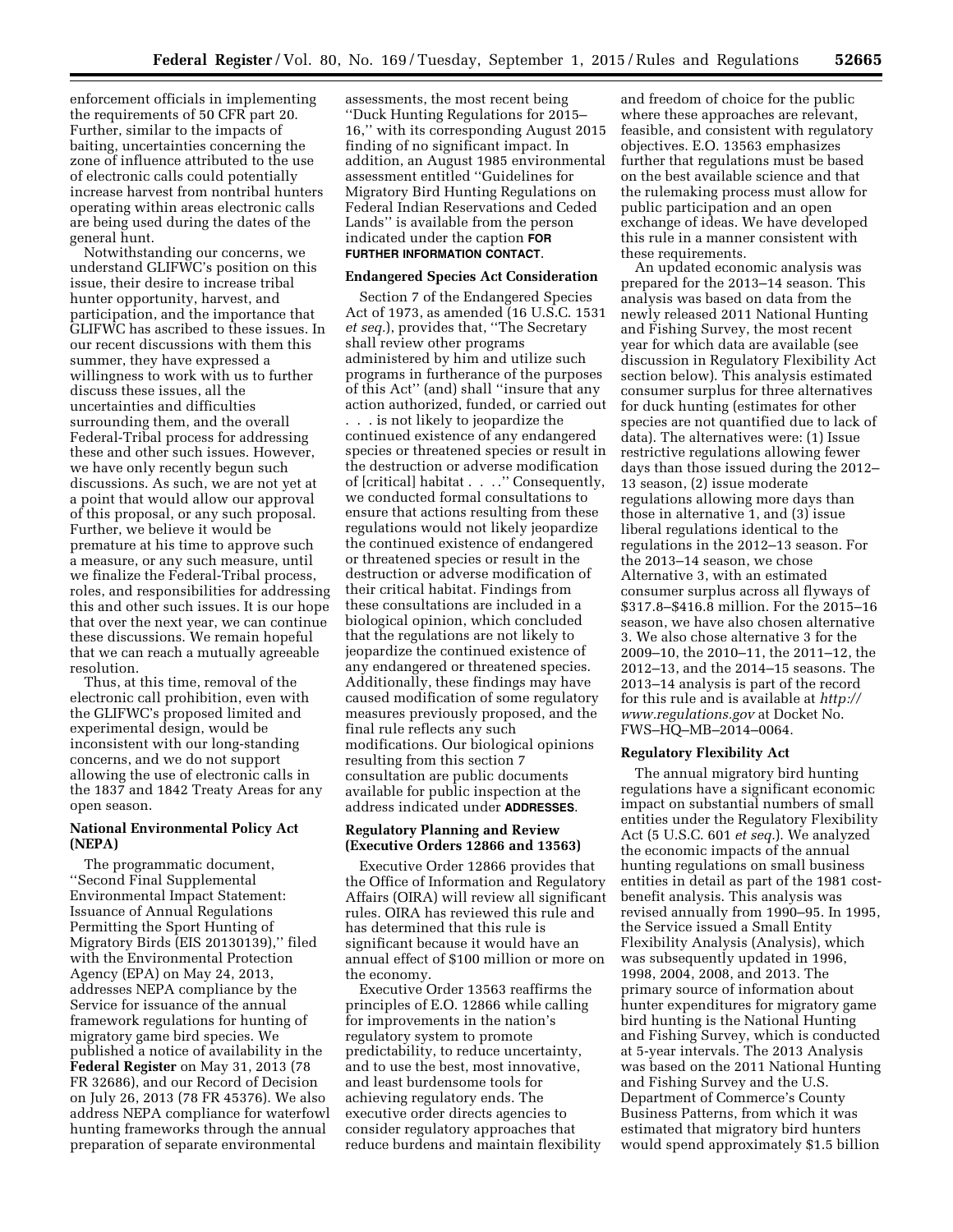enforcement officials in implementing the requirements of 50 CFR part 20. Further, similar to the impacts of baiting, uncertainties concerning the zone of influence attributed to the use of electronic calls could potentially increase harvest from nontribal hunters operating within areas electronic calls are being used during the dates of the general hunt.

Notwithstanding our concerns, we understand GLIFWC's position on this issue, their desire to increase tribal hunter opportunity, harvest, and participation, and the importance that GLIFWC has ascribed to these issues. In our recent discussions with them this summer, they have expressed a willingness to work with us to further discuss these issues, all the uncertainties and difficulties surrounding them, and the overall Federal-Tribal process for addressing these and other such issues. However, we have only recently begun such discussions. As such, we are not yet at a point that would allow our approval of this proposal, or any such proposal. Further, we believe it would be premature at his time to approve such a measure, or any such measure, until we finalize the Federal-Tribal process, roles, and responsibilities for addressing this and other such issues. It is our hope that over the next year, we can continue these discussions. We remain hopeful that we can reach a mutually agreeable resolution.

Thus, at this time, removal of the electronic call prohibition, even with the GLIFWC's proposed limited and experimental design, would be inconsistent with our long-standing concerns, and we do not support allowing the use of electronic calls in the 1837 and 1842 Treaty Areas for any open season.

**National Environmental Policy Act (NEPA)**

The programmatic document, ''Second Final Supplemental Environmental Impact Statement: Issuance of Annual Regulations Permitting the Sport Hunting of Migratory Birds (EIS 20130139),'' filed with the Environmental Protection Agency (EPA) on May 24, 2013, addresses NEPA compliance by the Service for issuance of the annual framework regulations for hunting of migratory game bird species. We published a notice of availability in the **Federal Register** on May 31, 2013 (78 FR 32686), and our Record of Decision on July 26, 2013 (78 FR 45376). We also address NEPA compliance for waterfowl hunting frameworks through the annual preparation of separate environmental assessments, the most recent being ''Duck Hunting Regulations for 2015–16,'' with its corresponding August 2015 finding of no significant impact. In addition, an August 1985 environmental assessment entitled ''Guidelines for Migratory Bird Hunting Regulations on Federal Indian Reservations and Ceded Lands'' is available from the person indicated under the caption **FOR FURTHER INFORMATION CONTACT**.

**Endangered Species Act Consideration**

Section 7 of the Endangered Species Act of 1973, as amended (16 U.S.C. 1531 *et seq.*), provides that, ''The Secretary shall review other programs administered by him and utilize such programs in furtherance of the purposes of this Act'' (and) shall ''insure that any action authorized, funded, or carried out . . . is not likely to jeopardize the continued existence of any endangered species or threatened species or result in the destruction or adverse modification of [critical] habitat . . . .'' Consequently, we conducted formal consultations to ensure that actions resulting from these regulations would not likely jeopardize the continued existence of endangered or threatened species or result in the destruction or adverse modification of their critical habitat. Findings from these consultations are included in a biological opinion, which concluded that the regulations are not likely to jeopardize the continued existence of any endangered or threatened species. Additionally, these findings may have caused modification of some regulatory measures previously proposed, and the final rule reflects any such modifications. Our biological opinions resulting from this section 7 consultation are public documents available for public inspection at the address indicated under **ADDRESSES**.

**Regulatory Planning and Review (Executive Orders 12866 and 13563)**

Executive Order 12866 provides that the Office of Information and Regulatory Affairs (OIRA) will review all significant rules. OIRA has reviewed this rule and has determined that this rule is significant because it would have an annual effect of $100 million or more on the economy.

Executive Order 13563 reaffirms the principles of E.O. 12866 while calling for improvements in the nation's regulatory system to promote predictability, to reduce uncertainty, and to use the best, most innovative, and least burdensome tools for achieving regulatory ends. The executive order directs agencies to consider regulatory approaches that reduce burdens and maintain flexibility and freedom of choice for the public where these approaches are relevant, feasible, and consistent with regulatory objectives. E.O. 13563 emphasizes further that regulations must be based on the best available science and that the rulemaking process must allow for public participation and an open exchange of ideas. We have developed this rule in a manner consistent with these requirements.

An updated economic analysis was prepared for the 2013–14 season. This analysis was based on data from the newly released 2011 National Hunting and Fishing Survey, the most recent year for which data are available (see discussion in Regulatory Flexibility Act section below). This analysis estimated consumer surplus for three alternatives for duck hunting (estimates for other species are not quantified due to lack of data). The alternatives were: (1) Issue restrictive regulations allowing fewer days than those issued during the 2012–13 season, (2) issue moderate regulations allowing more days than those in alternative 1, and (3) issue liberal regulations identical to the regulations in the 2012–13 season. For the 2013–14 season, we chose Alternative 3, with an estimated consumer surplus across all flyways of $317.8–$416.8 million. For the 2015–16 season, we have also chosen alternative 3. We also chose alternative 3 for the 2009–10, the 2010–11, the 2011–12, the 2012–13, and the 2014–15 seasons. The 2013–14 analysis is part of the record for this rule and is available at *http://www.regulations.gov* at Docket No. FWS–HQ–MB–2014–0064.

**Regulatory Flexibility Act**

The annual migratory bird hunting regulations have a significant economic impact on substantial numbers of small entities under the Regulatory Flexibility Act (5 U.S.C. 601 *et seq.*). We analyzed the economic impacts of the annual hunting regulations on small business entities in detail as part of the 1981 cost-benefit analysis. This analysis was revised annually from 1990–95. In 1995, the Service issued a Small Entity Flexibility Analysis (Analysis), which was subsequently updated in 1996, 1998, 2004, 2008, and 2013. The primary source of information about hunter expenditures for migratory game bird hunting is the National Hunting and Fishing Survey, which is conducted at 5-year intervals. The 2013 Analysis was based on the 2011 National Hunting and Fishing Survey and the U.S. Department of Commerce's County Business Patterns, from which it was estimated that migratory bird hunters would spend approximately $1.5 billion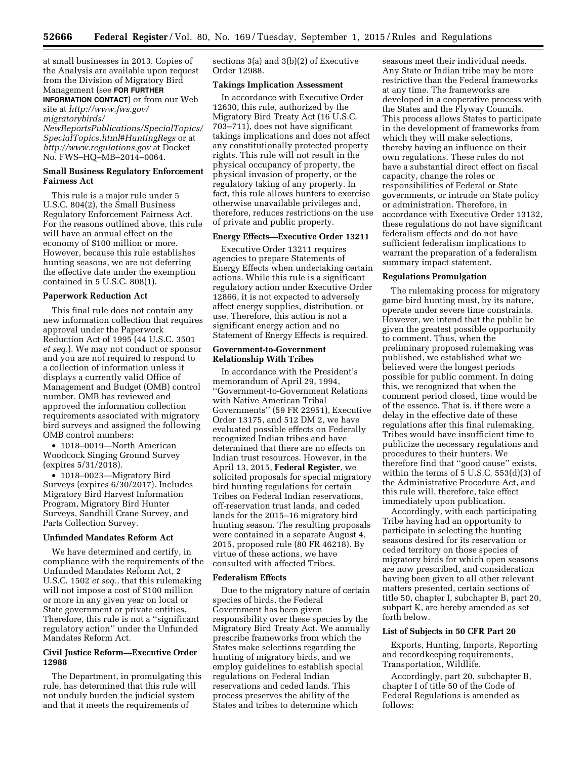at small businesses in 2013. Copies of the Analysis are available upon request from the Division of Migratory Bird Management (see **FOR FURTHER INFORMATION CONTACT**) or from our Web site at *http://www.fws.gov/migratorybirds/NewReportsPublications/SpecialTopics/SpecialTopics.html#HuntingRegs* or at *http://www.regulations.gov* at Docket No. FWS–HQ–MB–2014–0064.

**Small Business Regulatory Enforcement Fairness Act**

This rule is a major rule under 5 U.S.C. 804(2), the Small Business Regulatory Enforcement Fairness Act. For the reasons outlined above, this rule will have an annual effect on the economy of $100 million or more. However, because this rule establishes hunting seasons, we are not deferring the effective date under the exemption contained in 5 U.S.C. 808(1).

**Paperwork Reduction Act**

This final rule does not contain any new information collection that requires approval under the Paperwork Reduction Act of 1995 (44 U.S.C. 3501 *et seq.*). We may not conduct or sponsor and you are not required to respond to a collection of information unless it displays a currently valid Office of Management and Budget (OMB) control number. OMB has reviewed and approved the information collection requirements associated with migratory bird surveys and assigned the following OMB control numbers:

- 1018–0019—North American Woodcock Singing Ground Survey (expires 5/31/2018).
- 1018–0023—Migratory Bird Surveys (expires 6/30/2017). Includes Migratory Bird Harvest Information Program, Migratory Bird Hunter Surveys, Sandhill Crane Survey, and Parts Collection Survey.

**Unfunded Mandates Reform Act**

We have determined and certify, in compliance with the requirements of the Unfunded Mandates Reform Act, 2 U.S.C. 1502 *et seq.*, that this rulemaking will not impose a cost of $100 million or more in any given year on local or State government or private entities. Therefore, this rule is not a ''significant regulatory action'' under the Unfunded Mandates Reform Act.

**Civil Justice Reform—Executive Order 12988**

The Department, in promulgating this rule, has determined that this rule will not unduly burden the judicial system and that it meets the requirements of sections 3(a) and 3(b)(2) of Executive Order 12988.

**Takings Implication Assessment**

In accordance with Executive Order 12630, this rule, authorized by the Migratory Bird Treaty Act (16 U.S.C. 703–711), does not have significant takings implications and does not affect any constitutionally protected property rights. This rule will not result in the physical occupancy of property, the physical invasion of property, or the regulatory taking of any property. In fact, this rule allows hunters to exercise otherwise unavailable privileges and, therefore, reduces restrictions on the use of private and public property.

**Energy Effects—Executive Order 13211**

Executive Order 13211 requires agencies to prepare Statements of Energy Effects when undertaking certain actions. While this rule is a significant regulatory action under Executive Order 12866, it is not expected to adversely affect energy supplies, distribution, or use. Therefore, this action is not a significant energy action and no Statement of Energy Effects is required.

**Government-to-Government Relationship With Tribes**

In accordance with the President's memorandum of April 29, 1994, ''Government-to-Government Relations with Native American Tribal Governments'' (59 FR 22951), Executive Order 13175, and 512 DM 2, we have evaluated possible effects on Federally recognized Indian tribes and have determined that there are no effects on Indian trust resources. However, in the April 13, 2015, **Federal Register**, we solicited proposals for special migratory bird hunting regulations for certain Tribes on Federal Indian reservations, off-reservation trust lands, and ceded lands for the 2015–16 migratory bird hunting season. The resulting proposals were contained in a separate August 4, 2015, proposed rule (80 FR 46218). By virtue of these actions, we have consulted with affected Tribes.

**Federalism Effects**

Due to the migratory nature of certain species of birds, the Federal Government has been given responsibility over these species by the Migratory Bird Treaty Act. We annually prescribe frameworks from which the States make selections regarding the hunting of migratory birds, and we employ guidelines to establish special regulations on Federal Indian reservations and ceded lands. This process preserves the ability of the States and tribes to determine which seasons meet their individual needs. Any State or Indian tribe may be more restrictive than the Federal frameworks at any time. The frameworks are developed in a cooperative process with the States and the Flyway Councils. This process allows States to participate in the development of frameworks from which they will make selections, thereby having an influence on their own regulations. These rules do not have a substantial direct effect on fiscal capacity, change the roles or responsibilities of Federal or State governments, or intrude on State policy or administration. Therefore, in accordance with Executive Order 13132, these regulations do not have significant federalism effects and do not have sufficient federalism implications to warrant the preparation of a federalism summary impact statement.

**Regulations Promulgation**

The rulemaking process for migratory game bird hunting must, by its nature, operate under severe time constraints. However, we intend that the public be given the greatest possible opportunity to comment. Thus, when the preliminary proposed rulemaking was published, we established what we believed were the longest periods possible for public comment. In doing this, we recognized that when the comment period closed, time would be of the essence. That is, if there were a delay in the effective date of these regulations after this final rulemaking, Tribes would have insufficient time to publicize the necessary regulations and procedures to their hunters. We therefore find that ''good cause'' exists, within the terms of 5 U.S.C. 553(d)(3) of the Administrative Procedure Act, and this rule will, therefore, take effect immediately upon publication.

Accordingly, with each participating Tribe having had an opportunity to participate in selecting the hunting seasons desired for its reservation or ceded territory on those species of migratory birds for which open seasons are now prescribed, and consideration having been given to all other relevant matters presented, certain sections of title 50, chapter I, subchapter B, part 20, subpart K, are hereby amended as set forth below.

**List of Subjects in 50 CFR Part 20**

Exports, Hunting, Imports, Reporting and recordkeeping requirements, Transportation, Wildlife.

Accordingly, part 20, subchapter B, chapter I of title 50 of the Code of Federal Regulations is amended as follows: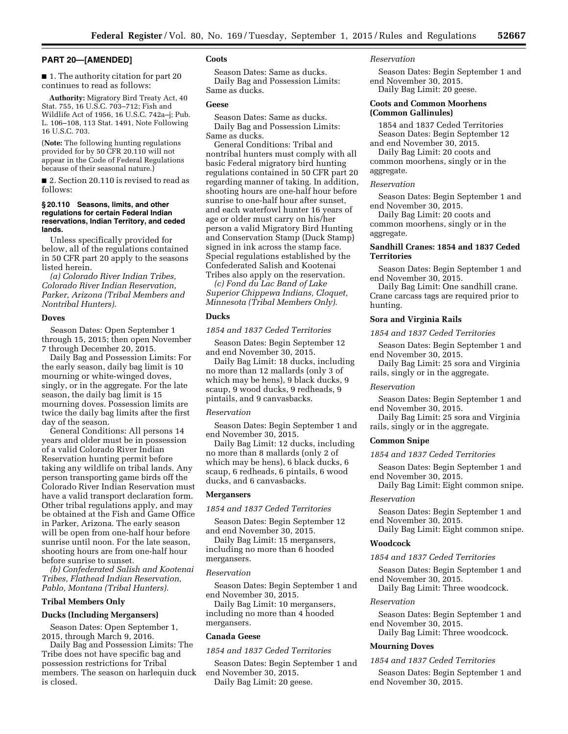## PART 20—[AMENDED]

■ 1. The authority citation for part 20 continues to read as follows:

**Authority:** Migratory Bird Treaty Act, 40 Stat. 755, 16 U.S.C. 703–712; Fish and Wildlife Act of 1956, 16 U.S.C. 742a–j; Pub. L. 106–108, 113 Stat. 1491, Note Following 16 U.S.C. 703.

(**Note:** The following hunting regulations provided for by 50 CFR 20.110 will not appear in the Code of Federal Regulations because of their seasonal nature.)

■ 2. Section 20.110 is revised to read as follows:

### § 20.110 Seasons, limits, and other regulations for certain Federal Indian reservations, Indian Territory, and ceded lands.

Unless specifically provided for below, all of the regulations contained in 50 CFR part 20 apply to the seasons listed herein.

*(a) Colorado River Indian Tribes, Colorado River Indian Reservation, Parker, Arizona (Tribal Members and Nontribal Hunters).*

**Doves**

Season Dates: Open September 1 through 15, 2015; then open November 7 through December 20, 2015.

Daily Bag and Possession Limits: For the early season, daily bag limit is 10 mourning or white-winged doves, singly, or in the aggregate. For the late season, the daily bag limit is 15 mourning doves. Possession limits are twice the daily bag limits after the first day of the season.

General Conditions: All persons 14 years and older must be in possession of a valid Colorado River Indian Reservation hunting permit before taking any wildlife on tribal lands. Any person transporting game birds off the Colorado River Indian Reservation must have a valid transport declaration form. Other tribal regulations apply, and may be obtained at the Fish and Game Office in Parker, Arizona. The early season will be open from one-half hour before sunrise until noon. For the late season, shooting hours are from one-half hour before sunrise to sunset.

*(b) Confederated Salish and Kootenai Tribes, Flathead Indian Reservation, Pablo, Montana (Tribal Hunters).*

**Tribal Members Only**

**Ducks (Including Mergansers)**

Season Dates: Open September 1, 2015, through March 9, 2016.

Daily Bag and Possession Limits: The Tribe does not have specific bag and possession restrictions for Tribal members. The season on harlequin duck is closed.

**Coots**

Season Dates: Same as ducks.

Daily Bag and Possession Limits: Same as ducks.

**Geese**

Season Dates: Same as ducks.

Daily Bag and Possession Limits: Same as ducks.

General Conditions: Tribal and nontribal hunters must comply with all basic Federal migratory bird hunting regulations contained in 50 CFR part 20 regarding manner of taking. In addition, shooting hours are one-half hour before sunrise to one-half hour after sunset, and each waterfowl hunter 16 years of age or older must carry on his/her person a valid Migratory Bird Hunting and Conservation Stamp (Duck Stamp) signed in ink across the stamp face. Special regulations established by the Confederated Salish and Kootenai Tribes also apply on the reservation.

*(c) Fond du Lac Band of Lake Superior Chippewa Indians, Cloquet, Minnesota (Tribal Members Only).*

**Ducks**

*1854 and 1837 Ceded Territories*

Season Dates: Begin September 12 and end November 30, 2015.

Daily Bag Limit: 18 ducks, including no more than 12 mallards (only 3 of which may be hens), 9 black ducks, 9 scaup, 9 wood ducks, 9 redheads, 9 pintails, and 9 canvasbacks.

*Reservation*

Season Dates: Begin September 1 and end November 30, 2015.

Daily Bag Limit: 12 ducks, including no more than 8 mallards (only 2 of which may be hens), 6 black ducks, 6 scaup, 6 redheads, 6 pintails, 6 wood ducks, and 6 canvasbacks.

**Mergansers**

*1854 and 1837 Ceded Territories*

Season Dates: Begin September 12 and end November 30, 2015.

Daily Bag Limit: 15 mergansers, including no more than 6 hooded mergansers.

*Reservation*

Season Dates: Begin September 1 and end November 30, 2015.

Daily Bag Limit: 10 mergansers, including no more than 4 hooded mergansers.

**Canada Geese**

*1854 and 1837 Ceded Territories*

Season Dates: Begin September 1 and end November 30, 2015.

Daily Bag Limit: 20 geese.

*Reservation*

Season Dates: Begin September 1 and end November 30, 2015.

Daily Bag Limit: 20 geese.

**Coots and Common Moorhens (Common Gallinules)**

1854 and 1837 Ceded Territories

Season Dates: Begin September 12 and end November 30, 2015.

Daily Bag Limit: 20 coots and common moorhens, singly or in the aggregate.

*Reservation*

Season Dates: Begin September 1 and end November 30, 2015.

Daily Bag Limit: 20 coots and common moorhens, singly or in the aggregate.

**Sandhill Cranes: 1854 and 1837 Ceded Territories**

Season Dates: Begin September 1 and end November 30, 2015.

Daily Bag Limit: One sandhill crane. Crane carcass tags are required prior to hunting.

**Sora and Virginia Rails**

*1854 and 1837 Ceded Territories*

Season Dates: Begin September 1 and end November 30, 2015.

Daily Bag Limit: 25 sora and Virginia rails, singly or in the aggregate.

*Reservation*

Season Dates: Begin September 1 and end November 30, 2015.

Daily Bag Limit: 25 sora and Virginia rails, singly or in the aggregate.

**Common Snipe**

*1854 and 1837 Ceded Territories*

Season Dates: Begin September 1 and end November 30, 2015.

Daily Bag Limit: Eight common snipe.

*Reservation*

Season Dates: Begin September 1 and end November 30, 2015.

Daily Bag Limit: Eight common snipe.

**Woodcock**

*1854 and 1837 Ceded Territories*

Season Dates: Begin September 1 and end November 30, 2015.

Daily Bag Limit: Three woodcock.

*Reservation*

Season Dates: Begin September 1 and end November 30, 2015.

Daily Bag Limit: Three woodcock.

**Mourning Doves**

*1854 and 1837 Ceded Territories*

Season Dates: Begin September 1 and end November 30, 2015.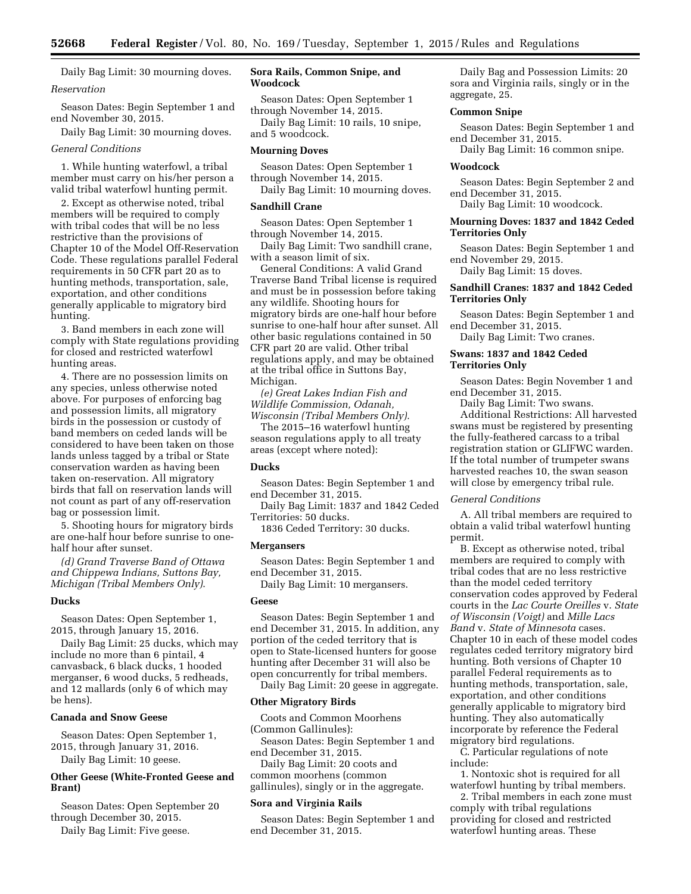Daily Bag Limit: 30 mourning doves.

*Reservation*

Season Dates: Begin September 1 and end November 30, 2015.

Daily Bag Limit: 30 mourning doves.

*General Conditions*

1. While hunting waterfowl, a tribal member must carry on his/her person a valid tribal waterfowl hunting permit.

2. Except as otherwise noted, tribal members will be required to comply with tribal codes that will be no less restrictive than the provisions of Chapter 10 of the Model Off-Reservation Code. These regulations parallel Federal requirements in 50 CFR part 20 as to hunting methods, transportation, sale, exportation, and other conditions generally applicable to migratory bird hunting.

3. Band members in each zone will comply with State regulations providing for closed and restricted waterfowl hunting areas.

4. There are no possession limits on any species, unless otherwise noted above. For purposes of enforcing bag and possession limits, all migratory birds in the possession or custody of band members on ceded lands will be considered to have been taken on those lands unless tagged by a tribal or State conservation warden as having been taken on-reservation. All migratory birds that fall on reservation lands will not count as part of any off-reservation bag or possession limit.

5. Shooting hours for migratory birds are one-half hour before sunrise to one-half hour after sunset.

*(d) Grand Traverse Band of Ottawa and Chippewa Indians, Suttons Bay, Michigan (Tribal Members Only).*

**Ducks**

Season Dates: Open September 1, 2015, through January 15, 2016.

Daily Bag Limit: 25 ducks, which may include no more than 6 pintail, 4 canvasback, 6 black ducks, 1 hooded merganser, 6 wood ducks, 5 redheads, and 12 mallards (only 6 of which may be hens).

**Canada and Snow Geese**

Season Dates: Open September 1, 2015, through January 31, 2016.

Daily Bag Limit: 10 geese.

**Other Geese (White-Fronted Geese and Brant)**

Season Dates: Open September 20 through December 30, 2015.

Daily Bag Limit: Five geese.

**Sora Rails, Common Snipe, and Woodcock**

Season Dates: Open September 1 through November 14, 2015.

Daily Bag Limit: 10 rails, 10 snipe, and 5 woodcock.

**Mourning Doves**

Season Dates: Open September 1 through November 14, 2015.

Daily Bag Limit: 10 mourning doves.

**Sandhill Crane**

Season Dates: Open September 1 through November 14, 2015.

Daily Bag Limit: Two sandhill crane, with a season limit of six.

General Conditions: A valid Grand Traverse Band Tribal license is required and must be in possession before taking any wildlife. Shooting hours for migratory birds are one-half hour before sunrise to one-half hour after sunset. All other basic regulations contained in 50 CFR part 20 are valid. Other tribal regulations apply, and may be obtained at the tribal office in Suttons Bay, Michigan.

*(e) Great Lakes Indian Fish and Wildlife Commission, Odanah, Wisconsin (Tribal Members Only).*

The 2015–16 waterfowl hunting season regulations apply to all treaty areas (except where noted):

**Ducks**

Season Dates: Begin September 1 and end December 31, 2015.

Daily Bag Limit: 1837 and 1842 Ceded Territories: 50 ducks.

1836 Ceded Territory: 30 ducks.

**Mergansers**

Season Dates: Begin September 1 and end December 31, 2015.

Daily Bag Limit: 10 mergansers.

**Geese**

Season Dates: Begin September 1 and end December 31, 2015. In addition, any portion of the ceded territory that is open to State-licensed hunters for goose hunting after December 31 will also be open concurrently for tribal members.

Daily Bag Limit: 20 geese in aggregate.

**Other Migratory Birds**

Coots and Common Moorhens (Common Gallinules):

Season Dates: Begin September 1 and end December 31, 2015.

Daily Bag Limit: 20 coots and common moorhens (common gallinules), singly or in the aggregate.

**Sora and Virginia Rails**

Season Dates: Begin September 1 and end December 31, 2015.

Daily Bag and Possession Limits: 20 sora and Virginia rails, singly or in the aggregate, 25.

**Common Snipe**

Season Dates: Begin September 1 and end December 31, 2015.

Daily Bag Limit: 16 common snipe.

**Woodcock**

Season Dates: Begin September 2 and end December 31, 2015.

Daily Bag Limit: 10 woodcock.

**Mourning Doves: 1837 and 1842 Ceded Territories Only**

Season Dates: Begin September 1 and end November 29, 2015.

Daily Bag Limit: 15 doves.

**Sandhill Cranes: 1837 and 1842 Ceded Territories Only**

Season Dates: Begin September 1 and end December 31, 2015.

Daily Bag Limit: Two cranes.

**Swans: 1837 and 1842 Ceded Territories Only**

Season Dates: Begin November 1 and end December 31, 2015.

Daily Bag Limit: Two swans.

Additional Restrictions: All harvested swans must be registered by presenting the fully-feathered carcass to a tribal registration station or GLIFWC warden. If the total number of trumpeter swans harvested reaches 10, the swan season will close by emergency tribal rule.

*General Conditions*

A. All tribal members are required to obtain a valid tribal waterfowl hunting permit.

B. Except as otherwise noted, tribal members are required to comply with tribal codes that are no less restrictive than the model ceded territory conservation codes approved by Federal courts in the *Lac Courte Oreilles* v. *State of Wisconsin (Voigt)* and *Mille Lacs Band* v. *State of Minnesota* cases. Chapter 10 in each of these model codes regulates ceded territory migratory bird hunting. Both versions of Chapter 10 parallel Federal requirements as to hunting methods, transportation, sale, exportation, and other conditions generally applicable to migratory bird hunting. They also automatically incorporate by reference the Federal migratory bird regulations.

C. Particular regulations of note include:

1. Nontoxic shot is required for all waterfowl hunting by tribal members.

2. Tribal members in each zone must comply with tribal regulations providing for closed and restricted waterfowl hunting areas. These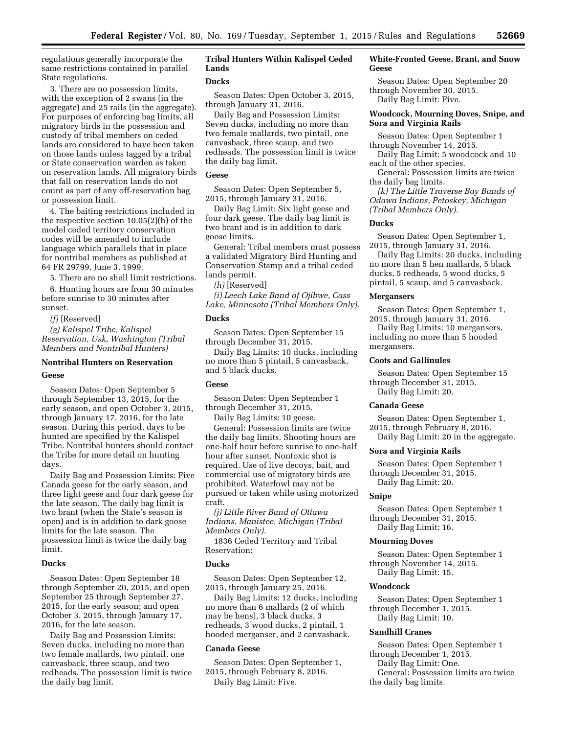regulations generally incorporate the same restrictions contained in parallel State regulations.

3. There are no possession limits, with the exception of 2 swans (in the aggregate) and 25 rails (in the aggregate). For purposes of enforcing bag limits, all migratory birds in the possession and custody of tribal members on ceded lands are considered to have been taken on those lands unless tagged by a tribal or State conservation warden as taken on reservation lands. All migratory birds that fall on reservation lands do not count as part of any off-reservation bag or possession limit.

4. The baiting restrictions included in the respective section 10.05(2)(h) of the model ceded territory conservation codes will be amended to include language which parallels that in place for nontribal members as published at 64 FR 29799, June 3, 1999.

5. There are no shell limit restrictions.

6. Hunting hours are from 30 minutes before sunrise to 30 minutes after sunset.

*(f)* [Reserved]

*(g) Kalispel Tribe, Kalispel Reservation, Usk, Washington (Tribal Members and Nontribal Hunters)*

### Nontribal Hunters on Reservation

#### Geese

Season Dates: Open September 5 through September 13, 2015, for the early season, and open October 3, 2015, through January 17, 2016, for the late season. During this period, days to be hunted are specified by the Kalispel Tribe. Nontribal hunters should contact the Tribe for more detail on hunting days.

Daily Bag and Possession Limits: Five Canada geese for the early season, and three light geese and four dark geese for the late season. The daily bag limit is two brant (when the State's season is open) and is in addition to dark goose limits for the late season. The possession limit is twice the daily bag limit.

#### Ducks

Season Dates: Open September 18 through September 20, 2015, and open September 25 through September 27, 2015, for the early season; and open October 3, 2015, through January 17, 2016, for the late season.

Daily Bag and Possession Limits: Seven ducks, including no more than two female mallards, two pintail, one canvasback, three scaup, and two redheads. The possession limit is twice the daily bag limit.

### Tribal Hunters Within Kalispel Ceded Lands

#### Ducks

Season Dates: Open October 3, 2015, through January 31, 2016.

Daily Bag and Possession Limits: Seven ducks, including no more than two female mallards, two pintail, one canvasback, three scaup, and two redheads. The possession limit is twice the daily bag limit.

#### Geese

Season Dates: Open September 5, 2015, through January 31, 2016.

Daily Bag Limit: Six light geese and four dark geese. The daily bag limit is two brant and is in addition to dark goose limits.

General: Tribal members must possess a validated Migratory Bird Hunting and Conservation Stamp and a tribal ceded lands permit.

*(h)* [Reserved]

*(i) Leech Lake Band of Ojibwe, Cass Lake, Minnesota (Tribal Members Only).*

#### Ducks

Season Dates: Open September 15 through December 31, 2015.

Daily Bag Limits: 10 ducks, including no more than 5 pintail, 5 canvasback, and 5 black ducks.

#### Geese

Season Dates: Open September 1 through December 31, 2015.

Daily Bag Limits: 10 geese.

General: Possession limits are twice the daily bag limits. Shooting hours are one-half hour before sunrise to one-half hour after sunset. Nontoxic shot is required. Use of live decoys, bait, and commercial use of migratory birds are prohibited. Waterfowl may not be pursued or taken while using motorized craft.

*(j) Little River Band of Ottawa Indians, Manistee, Michigan (Tribal Members Only).*

1836 Ceded Territory and Tribal Reservation:

#### Ducks

Season Dates: Open September 12, 2015, through January 25, 2016.

Daily Bag Limits: 12 ducks, including no more than 6 mallards (2 of which may be hens), 3 black ducks, 3 redheads, 3 wood ducks, 2 pintail, 1 hooded merganser, and 2 canvasback.

#### Canada Geese

Season Dates: Open September 1, 2015, through February 8, 2016.

Daily Bag Limit: Five.

#### White-Fronted Geese, Brant, and Snow Geese

Season Dates: Open September 20 through November 30, 2015.

Daily Bag Limit: Five.

#### Woodcock, Mourning Doves, Snipe, and Sora and Virginia Rails

Season Dates: Open September 1 through November 14, 2015.

Daily Bag Limit: 5 woodcock and 10 each of the other species.

General: Possession limits are twice the daily bag limits.

*(k) The Little Traverse Bay Bands of Odawa Indians, Petoskey, Michigan (Tribal Members Only).*

#### Ducks

Season Dates: Open September 1, 2015, through January 31, 2016.

Daily Bag Limits: 20 ducks, including no more than 5 hen mallards, 5 black ducks, 5 redheads, 5 wood ducks, 5 pintail, 5 scaup, and 5 canvasback.

#### Mergansers

Season Dates: Open September 1, 2015, through January 31, 2016.

Daily Bag Limits: 10 mergansers, including no more than 5 hooded mergansers.

#### Coots and Gallinules

Season Dates: Open September 15 through December 31, 2015.

Daily Bag Limit: 20.

#### Canada Geese

Season Dates: Open September 1, 2015, through February 8, 2016.

Daily Bag Limit: 20 in the aggregate.

#### Sora and Virginia Rails

Season Dates: Open September 1 through December 31, 2015.

Daily Bag Limit: 20.

#### Snipe

Season Dates: Open September 1 through December 31, 2015.

Daily Bag Limit: 16.

#### Mourning Doves

Season Dates: Open September 1 through November 14, 2015.

Daily Bag Limit: 15.

#### Woodcock

Season Dates: Open September 1 through December 1, 2015.

Daily Bag Limit: 10.

#### Sandhill Cranes

Season Dates: Open September 1 through December 1, 2015.

Daily Bag Limit: One.

General: Possession limits are twice the daily bag limits.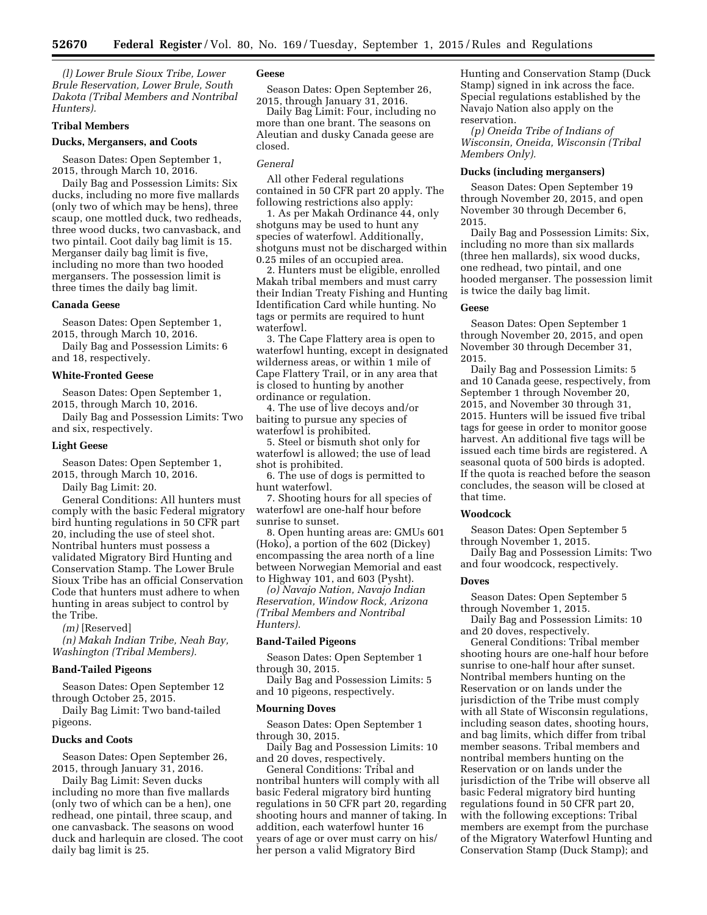*(l) Lower Brule Sioux Tribe, Lower Brule Reservation, Lower Brule, South Dakota (Tribal Members and Nontribal Hunters).*

**Tribal Members**

**Ducks, Mergansers, and Coots**

Season Dates: Open September 1, 2015, through March 10, 2016.

Daily Bag and Possession Limits: Six ducks, including no more five mallards (only two of which may be hens), three scaup, one mottled duck, two redheads, three wood ducks, two canvasback, and two pintail. Coot daily bag limit is 15. Merganser daily bag limit is five, including no more than two hooded mergansers. The possession limit is three times the daily bag limit.

**Canada Geese**

Season Dates: Open September 1, 2015, through March 10, 2016.

Daily Bag and Possession Limits: 6 and 18, respectively.

**White-Fronted Geese**

Season Dates: Open September 1, 2015, through March 10, 2016.

Daily Bag and Possession Limits: Two and six, respectively.

**Light Geese**

Season Dates: Open September 1, 2015, through March 10, 2016.

Daily Bag Limit: 20.

General Conditions: All hunters must comply with the basic Federal migratory bird hunting regulations in 50 CFR part 20, including the use of steel shot. Nontribal hunters must possess a validated Migratory Bird Hunting and Conservation Stamp. The Lower Brule Sioux Tribe has an official Conservation Code that hunters must adhere to when hunting in areas subject to control by the Tribe.

*(m)* [Reserved]

*(n) Makah Indian Tribe, Neah Bay, Washington (Tribal Members).*

**Band-Tailed Pigeons**

Season Dates: Open September 12 through October 25, 2015.

Daily Bag Limit: Two band-tailed pigeons.

**Ducks and Coots**

Season Dates: Open September 26, 2015, through January 31, 2016.

Daily Bag Limit: Seven ducks including no more than five mallards (only two of which can be a hen), one redhead, one pintail, three scaup, and one canvasback. The seasons on wood duck and harlequin are closed. The coot daily bag limit is 25.

**Geese**

Season Dates: Open September 26, 2015, through January 31, 2016.

Daily Bag Limit: Four, including no more than one brant. The seasons on Aleutian and dusky Canada geese are closed.

*General*

All other Federal regulations contained in 50 CFR part 20 apply. The following restrictions also apply:

1. As per Makah Ordinance 44, only shotguns may be used to hunt any species of waterfowl. Additionally, shotguns must not be discharged within 0.25 miles of an occupied area.

2. Hunters must be eligible, enrolled Makah tribal members and must carry their Indian Treaty Fishing and Hunting Identification Card while hunting. No tags or permits are required to hunt waterfowl.

3. The Cape Flattery area is open to waterfowl hunting, except in designated wilderness areas, or within 1 mile of Cape Flattery Trail, or in any area that is closed to hunting by another ordinance or regulation.

4. The use of live decoys and/or baiting to pursue any species of waterfowl is prohibited.

5. Steel or bismuth shot only for waterfowl is allowed; the use of lead shot is prohibited.

6. The use of dogs is permitted to hunt waterfowl.

7. Shooting hours for all species of waterfowl are one-half hour before sunrise to sunset.

8. Open hunting areas are: GMUs 601 (Hoko), a portion of the 602 (Dickey) encompassing the area north of a line between Norwegian Memorial and east to Highway 101, and 603 (Pysht).

*(o) Navajo Nation, Navajo Indian Reservation, Window Rock, Arizona (Tribal Members and Nontribal Hunters).*

**Band-Tailed Pigeons**

Season Dates: Open September 1 through 30, 2015.

Daily Bag and Possession Limits: 5 and 10 pigeons, respectively.

**Mourning Doves**

Season Dates: Open September 1 through 30, 2015.

Daily Bag and Possession Limits: 10 and 20 doves, respectively.

General Conditions: Tribal and nontribal hunters will comply with all basic Federal migratory bird hunting regulations in 50 CFR part 20, regarding shooting hours and manner of taking. In addition, each waterfowl hunter 16 years of age or over must carry on his/her person a valid Migratory Bird Hunting and Conservation Stamp (Duck Stamp) signed in ink across the face. Special regulations established by the Navajo Nation also apply on the reservation.

*(p) Oneida Tribe of Indians of Wisconsin, Oneida, Wisconsin (Tribal Members Only).*

**Ducks (including mergansers)**

Season Dates: Open September 19 through November 20, 2015, and open November 30 through December 6, 2015.

Daily Bag and Possession Limits: Six, including no more than six mallards (three hen mallards), six wood ducks, one redhead, two pintail, and one hooded merganser. The possession limit is twice the daily bag limit.

**Geese**

Season Dates: Open September 1 through November 20, 2015, and open November 30 through December 31, 2015.

Daily Bag and Possession Limits: 5 and 10 Canada geese, respectively, from September 1 through November 20, 2015, and November 30 through 31, 2015. Hunters will be issued five tribal tags for geese in order to monitor goose harvest. An additional five tags will be issued each time birds are registered. A seasonal quota of 500 birds is adopted. If the quota is reached before the season concludes, the season will be closed at that time.

**Woodcock**

Season Dates: Open September 5 through November 1, 2015.

Daily Bag and Possession Limits: Two and four woodcock, respectively.

**Doves**

Season Dates: Open September 5 through November 1, 2015.

Daily Bag and Possession Limits: 10 and 20 doves, respectively.

General Conditions: Tribal member shooting hours are one-half hour before sunrise to one-half hour after sunset. Nontribal members hunting on the Reservation or on lands under the jurisdiction of the Tribe must comply with all State of Wisconsin regulations, including season dates, shooting hours, and bag limits, which differ from tribal member seasons. Tribal members and nontribal members hunting on the Reservation or on lands under the jurisdiction of the Tribe will observe all basic Federal migratory bird hunting regulations found in 50 CFR part 20, with the following exceptions: Tribal members are exempt from the purchase of the Migratory Waterfowl Hunting and Conservation Stamp (Duck Stamp); and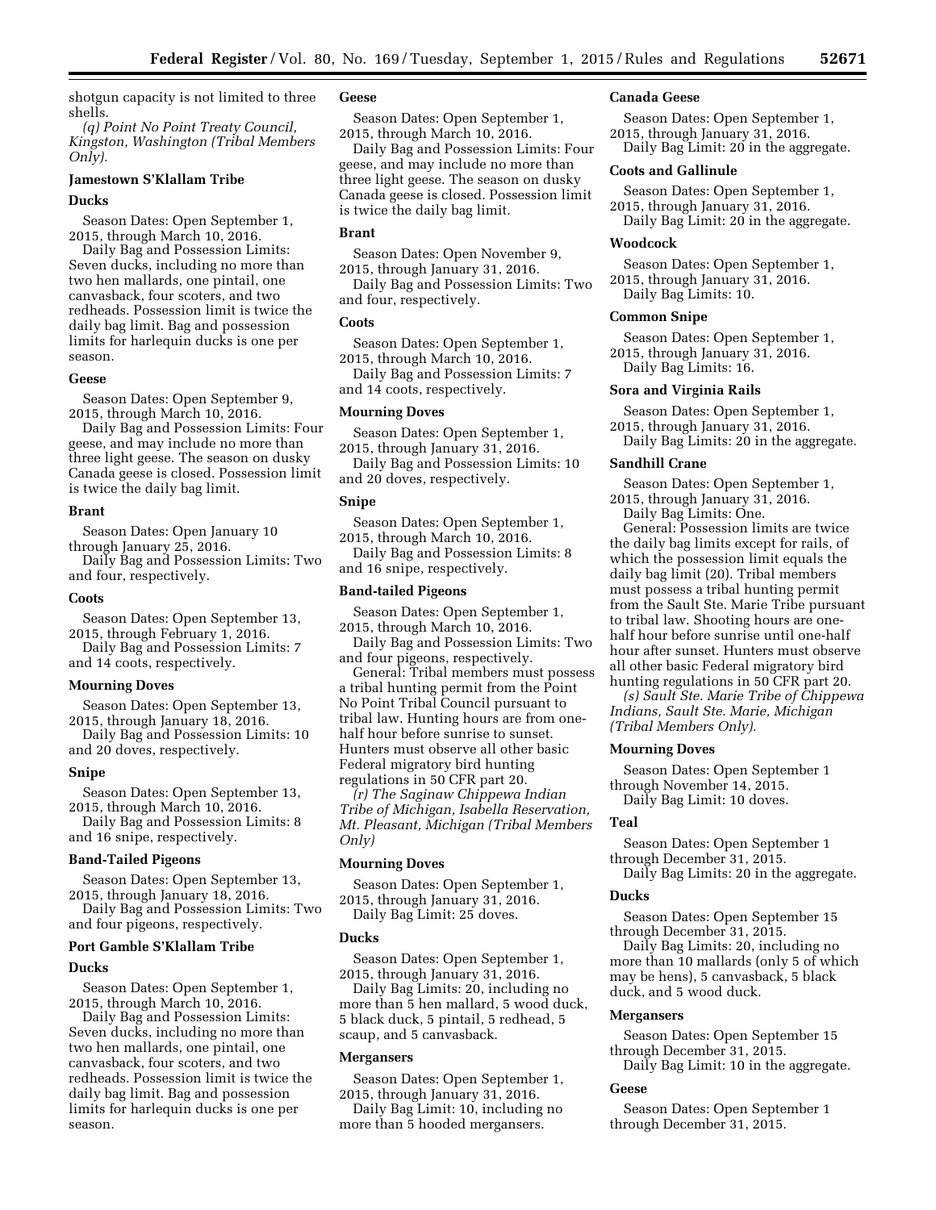shotgun capacity is not limited to three shells.

*(q) Point No Point Treaty Council, Kingston, Washington (Tribal Members Only).*

**Jamestown S'Klallam Tribe**

**Ducks**

Season Dates: Open September 1, 2015, through March 10, 2016.

Daily Bag and Possession Limits: Seven ducks, including no more than two hen mallards, one pintail, one canvasback, four scoters, and two redheads. Possession limit is twice the daily bag limit. Bag and possession limits for harlequin ducks is one per season.

**Geese**

Season Dates: Open September 9, 2015, through March 10, 2016.

Daily Bag and Possession Limits: Four geese, and may include no more than three light geese. The season on dusky Canada geese is closed. Possession limit is twice the daily bag limit.

**Brant**

Season Dates: Open January 10 through January 25, 2016.

Daily Bag and Possession Limits: Two and four, respectively.

**Coots**

Season Dates: Open September 13, 2015, through February 1, 2016.

Daily Bag and Possession Limits: 7 and 14 coots, respectively.

**Mourning Doves**

Season Dates: Open September 13, 2015, through January 18, 2016.

Daily Bag and Possession Limits: 10 and 20 doves, respectively.

**Snipe**

Season Dates: Open September 13, 2015, through March 10, 2016.

Daily Bag and Possession Limits: 8 and 16 snipe, respectively.

**Band-Tailed Pigeons**

Season Dates: Open September 13, 2015, through January 18, 2016.

Daily Bag and Possession Limits: Two and four pigeons, respectively.

**Port Gamble S'Klallam Tribe**

**Ducks**

Season Dates: Open September 1, 2015, through March 10, 2016.

Daily Bag and Possession Limits: Seven ducks, including no more than two hen mallards, one pintail, one canvasback, four scoters, and two redheads. Possession limit is twice the daily bag limit. Bag and possession limits for harlequin ducks is one per season.

**Geese**

Season Dates: Open September 1, 2015, through March 10, 2016.

Daily Bag and Possession Limits: Four geese, and may include no more than three light geese. The season on dusky Canada geese is closed. Possession limit is twice the daily bag limit.

**Brant**

Season Dates: Open November 9, 2015, through January 31, 2016.

Daily Bag and Possession Limits: Two and four, respectively.

**Coots**

Season Dates: Open September 1, 2015, through March 10, 2016.

Daily Bag and Possession Limits: 7 and 14 coots, respectively.

**Mourning Doves**

Season Dates: Open September 1, 2015, through January 31, 2016.

Daily Bag and Possession Limits: 10 and 20 doves, respectively.

**Snipe**

Season Dates: Open September 1, 2015, through March 10, 2016.

Daily Bag and Possession Limits: 8 and 16 snipe, respectively.

**Band-tailed Pigeons**

Season Dates: Open September 1, 2015, through March 10, 2016.

Daily Bag and Possession Limits: Two and four pigeons, respectively.

General: Tribal members must possess a tribal hunting permit from the Point No Point Tribal Council pursuant to tribal law. Hunting hours are from one-half hour before sunrise to sunset. Hunters must observe all other basic Federal migratory bird hunting regulations in 50 CFR part 20.

*(r) The Saginaw Chippewa Indian Tribe of Michigan, Isabella Reservation, Mt. Pleasant, Michigan (Tribal Members Only)*

**Mourning Doves**

Season Dates: Open September 1, 2015, through January 31, 2016.

Daily Bag Limit: 25 doves.

**Ducks**

Season Dates: Open September 1, 2015, through January 31, 2016.

Daily Bag Limits: 20, including no more than 5 hen mallard, 5 wood duck, 5 black duck, 5 pintail, 5 redhead, 5 scaup, and 5 canvasback.

**Mergansers**

Season Dates: Open September 1, 2015, through January 31, 2016.

Daily Bag Limit: 10, including no more than 5 hooded mergansers.

**Canada Geese**

Season Dates: Open September 1, 2015, through January 31, 2016.

Daily Bag Limit: 20 in the aggregate.

**Coots and Gallinule**

Season Dates: Open September 1, 2015, through January 31, 2016.

Daily Bag Limit: 20 in the aggregate.

**Woodcock**

Season Dates: Open September 1, 2015, through January 31, 2016.

Daily Bag Limits: 10.

**Common Snipe**

Season Dates: Open September 1, 2015, through January 31, 2016.

Daily Bag Limits: 16.

**Sora and Virginia Rails**

Season Dates: Open September 1, 2015, through January 31, 2016.

Daily Bag Limits: 20 in the aggregate.

**Sandhill Crane**

Season Dates: Open September 1, 2015, through January 31, 2016.

Daily Bag Limits: One.

General: Possession limits are twice the daily bag limits except for rails, of which the possession limit equals the daily bag limit (20). Tribal members must possess a tribal hunting permit from the Sault Ste. Marie Tribe pursuant to tribal law. Shooting hours are one-half hour before sunrise until one-half hour after sunset. Hunters must observe all other basic Federal migratory bird hunting regulations in 50 CFR part 20.

*(s) Sault Ste. Marie Tribe of Chippewa Indians, Sault Ste. Marie, Michigan (Tribal Members Only).*

**Mourning Doves**

Season Dates: Open September 1 through November 14, 2015.

Daily Bag Limit: 10 doves.

**Teal**

Season Dates: Open September 1 through December 31, 2015.

Daily Bag Limits: 20 in the aggregate.

**Ducks**

Season Dates: Open September 15 through December 31, 2015.

Daily Bag Limits: 20, including no more than 10 mallards (only 5 of which may be hens), 5 canvasback, 5 black duck, and 5 wood duck.

**Mergansers**

Season Dates: Open September 15 through December 31, 2015.

Daily Bag Limit: 10 in the aggregate.

**Geese**

Season Dates: Open September 1 through December 31, 2015.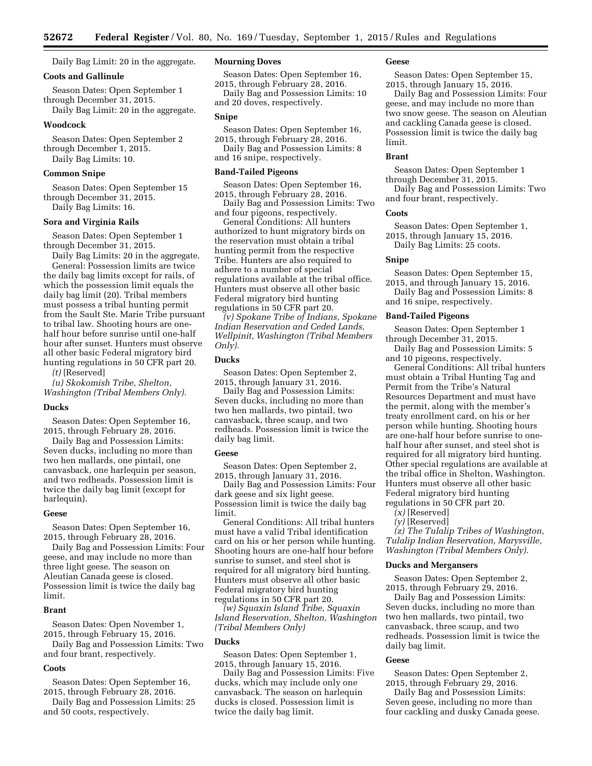Daily Bag Limit: 20 in the aggregate.

### Coots and Gallinule

Season Dates: Open September 1 through December 31, 2015.

Daily Bag Limit: 20 in the aggregate.

### Woodcock

Season Dates: Open September 2 through December 1, 2015.

Daily Bag Limits: 10.

### Common Snipe

Season Dates: Open September 15 through December 31, 2015.

Daily Bag Limits: 16.

### Sora and Virginia Rails

Season Dates: Open September 1 through December 31, 2015.

Daily Bag Limits: 20 in the aggregate.

General: Possession limits are twice the daily bag limits except for rails, of which the possession limit equals the daily bag limit (20). Tribal members must possess a tribal hunting permit from the Sault Ste. Marie Tribe pursuant to tribal law. Shooting hours are one-half hour before sunrise until one-half hour after sunset. Hunters must observe all other basic Federal migratory bird hunting regulations in 50 CFR part 20.

*(t)* [Reserved]

*(u) Skokomish Tribe, Shelton, Washington (Tribal Members Only).*

### Ducks

Season Dates: Open September 16, 2015, through February 28, 2016.

Daily Bag and Possession Limits: Seven ducks, including no more than two hen mallards, one pintail, one canvasback, one harlequin per season, and two redheads. Possession limit is twice the daily bag limit (except for harlequin).

### Geese

Season Dates: Open September 16, 2015, through February 28, 2016.

Daily Bag and Possession Limits: Four geese, and may include no more than three light geese. The season on Aleutian Canada geese is closed. Possession limit is twice the daily bag limit.

### Brant

Season Dates: Open November 1, 2015, through February 15, 2016.

Daily Bag and Possession Limits: Two and four brant, respectively.

### Coots

Season Dates: Open September 16, 2015, through February 28, 2016.

Daily Bag and Possession Limits: 25 and 50 coots, respectively.

### Mourning Doves

Season Dates: Open September 16, 2015, through February 28, 2016.

Daily Bag and Possession Limits: 10 and 20 doves, respectively.

### Snipe

Season Dates: Open September 16, 2015, through February 28, 2016.

Daily Bag and Possession Limits: 8 and 16 snipe, respectively.

### Band-Tailed Pigeons

Season Dates: Open September 16, 2015, through February 28, 2016.

Daily Bag and Possession Limits: Two and four pigeons, respectively.

General Conditions: All hunters authorized to hunt migratory birds on the reservation must obtain a tribal hunting permit from the respective Tribe. Hunters are also required to adhere to a number of special regulations available at the tribal office. Hunters must observe all other basic Federal migratory bird hunting regulations in 50 CFR part 20.

*(v) Spokane Tribe of Indians, Spokane Indian Reservation and Ceded Lands, Wellpinit, Washington (Tribal Members Only).*

### Ducks

Season Dates: Open September 2, 2015, through January 31, 2016.

Daily Bag and Possession Limits: Seven ducks, including no more than two hen mallards, two pintail, two canvasback, three scaup, and two redheads. Possession limit is twice the daily bag limit.

### Geese

Season Dates: Open September 2, 2015, through January 31, 2016.

Daily Bag and Possession Limits: Four dark geese and six light geese. Possession limit is twice the daily bag limit.

General Conditions: All tribal hunters must have a valid Tribal identification card on his or her person while hunting. Shooting hours are one-half hour before sunrise to sunset, and steel shot is required for all migratory bird hunting. Hunters must observe all other basic Federal migratory bird hunting regulations in 50 CFR part 20.

*(w) Squaxin Island Tribe, Squaxin Island Reservation, Shelton, Washington (Tribal Members Only)*

### Ducks

Season Dates: Open September 1, 2015, through January 15, 2016.

Daily Bag and Possession Limits: Five ducks, which may include only one canvasback. The season on harlequin ducks is closed. Possession limit is twice the daily bag limit.

### Geese

Season Dates: Open September 15, 2015, through January 15, 2016.

Daily Bag and Possession Limits: Four geese, and may include no more than two snow geese. The season on Aleutian and cackling Canada geese is closed. Possession limit is twice the daily bag limit.

### Brant

Season Dates: Open September 1 through December 31, 2015.

Daily Bag and Possession Limits: Two and four brant, respectively.

### Coots

Season Dates: Open September 1, 2015, through January 15, 2016.

Daily Bag Limits: 25 coots.

### Snipe

Season Dates: Open September 15, 2015, and through January 15, 2016.

Daily Bag and Possession Limits: 8 and 16 snipe, respectively.

### Band-Tailed Pigeons

Season Dates: Open September 1 through December 31, 2015.

Daily Bag and Possession Limits: 5 and 10 pigeons, respectively.

General Conditions: All tribal hunters must obtain a Tribal Hunting Tag and Permit from the Tribe's Natural Resources Department and must have the permit, along with the member's treaty enrollment card, on his or her person while hunting. Shooting hours are one-half hour before sunrise to one-half hour after sunset, and steel shot is required for all migratory bird hunting. Other special regulations are available at the tribal office in Shelton, Washington. Hunters must observe all other basic Federal migratory bird hunting regulations in 50 CFR part 20.

*(x)* [Reserved]

*(y)* [Reserved]

*(z) The Tulalip Tribes of Washington, Tulalip Indian Reservation, Marysville, Washington (Tribal Members Only).*

### Ducks and Mergansers

Season Dates: Open September 2, 2015, through February 29, 2016.

Daily Bag and Possession Limits: Seven ducks, including no more than two hen mallards, two pintail, two canvasback, three scaup, and two redheads. Possession limit is twice the daily bag limit.

### Geese

Season Dates: Open September 2, 2015, through February 29, 2016.

Daily Bag and Possession Limits: Seven geese, including no more than four cackling and dusky Canada geese.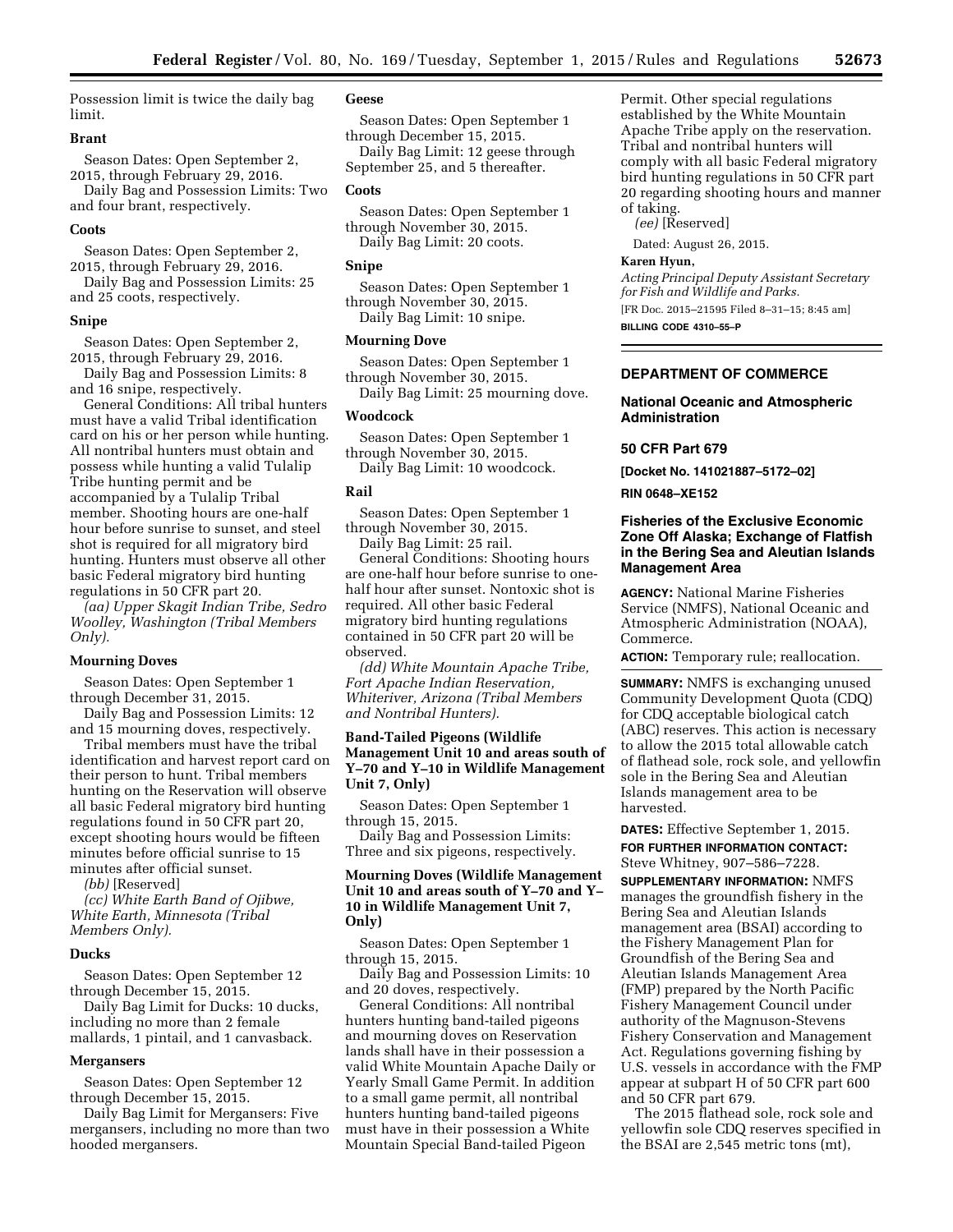Possession limit is twice the daily bag limit.

### Brant

Season Dates: Open September 2, 2015, through February 29, 2016.

Daily Bag and Possession Limits: Two and four brant, respectively.

### Coots

Season Dates: Open September 2, 2015, through February 29, 2016.

Daily Bag and Possession Limits: 25 and 25 coots, respectively.

### Snipe

Season Dates: Open September 2, 2015, through February 29, 2016.

Daily Bag and Possession Limits: 8 and 16 snipe, respectively.

General Conditions: All tribal hunters must have a valid Tribal identification card on his or her person while hunting. All nontribal hunters must obtain and possess while hunting a valid Tulalip Tribe hunting permit and be accompanied by a Tulalip Tribal member. Shooting hours are one-half hour before sunrise to sunset, and steel shot is required for all migratory bird hunting. Hunters must observe all other basic Federal migratory bird hunting regulations in 50 CFR part 20.

*(aa) Upper Skagit Indian Tribe, Sedro Woolley, Washington (Tribal Members Only).*

### Mourning Doves

Season Dates: Open September 1 through December 31, 2015.

Daily Bag and Possession Limits: 12 and 15 mourning doves, respectively.

Tribal members must have the tribal identification and harvest report card on their person to hunt. Tribal members hunting on the Reservation will observe all basic Federal migratory bird hunting regulations found in 50 CFR part 20, except shooting hours would be fifteen minutes before official sunrise to 15 minutes after official sunset.

*(bb)* [Reserved]

*(cc) White Earth Band of Ojibwe, White Earth, Minnesota (Tribal Members Only).*

### Ducks

Season Dates: Open September 12 through December 15, 2015.

Daily Bag Limit for Ducks: 10 ducks, including no more than 2 female mallards, 1 pintail, and 1 canvasback.

### Mergansers

Season Dates: Open September 12 through December 15, 2015.

Daily Bag Limit for Mergansers: Five mergansers, including no more than two hooded mergansers.

### Geese

Season Dates: Open September 1 through December 15, 2015.

Daily Bag Limit: 12 geese through September 25, and 5 thereafter.

### Coots

Season Dates: Open September 1 through November 30, 2015.

Daily Bag Limit: 20 coots.

### Snipe

Season Dates: Open September 1 through November 30, 2015.

Daily Bag Limit: 10 snipe.

### Mourning Dove

Season Dates: Open September 1 through November 30, 2015.

Daily Bag Limit: 25 mourning dove.

### Woodcock

Season Dates: Open September 1 through November 30, 2015.

Daily Bag Limit: 10 woodcock.

### Rail

Season Dates: Open September 1 through November 30, 2015.

Daily Bag Limit: 25 rail.

General Conditions: Shooting hours are one-half hour before sunrise to one-half hour after sunset. Nontoxic shot is required. All other basic Federal migratory bird hunting regulations contained in 50 CFR part 20 will be observed.

*(dd) White Mountain Apache Tribe, Fort Apache Indian Reservation, Whiteriver, Arizona (Tribal Members and Nontribal Hunters).*

### Band-Tailed Pigeons (Wildlife Management Unit 10 and areas south of Y–70 and Y–10 in Wildlife Management Unit 7, Only)

Season Dates: Open September 1 through 15, 2015.

Daily Bag and Possession Limits: Three and six pigeons, respectively.

### Mourning Doves (Wildlife Management Unit 10 and areas south of Y–70 and Y–10 in Wildlife Management Unit 7, Only)

Season Dates: Open September 1 through 15, 2015.

Daily Bag and Possession Limits: 10 and 20 doves, respectively.

General Conditions: All nontribal hunters hunting band-tailed pigeons and mourning doves on Reservation lands shall have in their possession a valid White Mountain Apache Daily or Yearly Small Game Permit. In addition to a small game permit, all nontribal hunters hunting band-tailed pigeons must have in their possession a White Mountain Special Band-tailed Pigeon Permit. Other special regulations established by the White Mountain Apache Tribe apply on the reservation. Tribal and nontribal hunters will comply with all basic Federal migratory bird hunting regulations in 50 CFR part 20 regarding shooting hours and manner of taking.

*(ee)* [Reserved]

Dated: August 26, 2015.

**Karen Hyun,**

*Acting Principal Deputy Assistant Secretary for Fish and Wildlife and Parks.*

[FR Doc. 2015–21595 Filed 8–31–15; 8:45 am]

**BILLING CODE 4310–55–P**

---

## DEPARTMENT OF COMMERCE

### National Oceanic and Atmospheric Administration

### 50 CFR Part 679

**[Docket No. 141021887–5172–02]**

**RIN 0648–XE152**

### Fisheries of the Exclusive Economic Zone Off Alaska; Exchange of Flatfish in the Bering Sea and Aleutian Islands Management Area

**AGENCY:** National Marine Fisheries Service (NMFS), National Oceanic and Atmospheric Administration (NOAA), Commerce.

**ACTION:** Temporary rule; reallocation.

**SUMMARY:** NMFS is exchanging unused Community Development Quota (CDQ) for CDQ acceptable biological catch (ABC) reserves. This action is necessary to allow the 2015 total allowable catch of flathead sole, rock sole, and yellowfin sole in the Bering Sea and Aleutian Islands management area to be harvested.

**DATES:** Effective September 1, 2015.

**FOR FURTHER INFORMATION CONTACT:** Steve Whitney, 907–586–7228.

**SUPPLEMENTARY INFORMATION:** NMFS manages the groundfish fishery in the Bering Sea and Aleutian Islands management area (BSAI) according to the Fishery Management Plan for Groundfish of the Bering Sea and Aleutian Islands Management Area (FMP) prepared by the North Pacific Fishery Management Council under authority of the Magnuson-Stevens Fishery Conservation and Management Act. Regulations governing fishing by U.S. vessels in accordance with the FMP appear at subpart H of 50 CFR part 600 and 50 CFR part 679.

The 2015 flathead sole, rock sole and yellowfin sole CDQ reserves specified in the BSAI are 2,545 metric tons (mt),